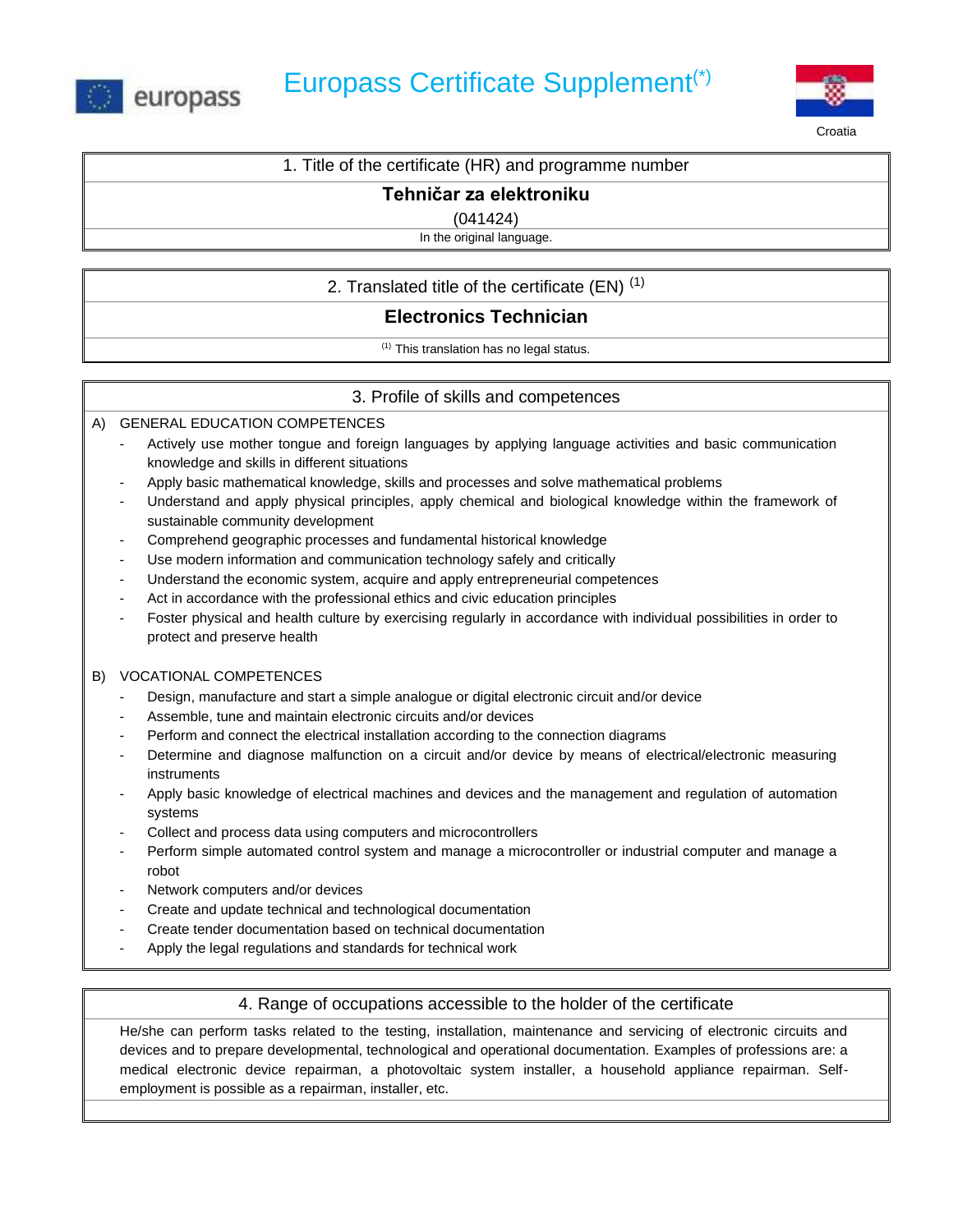# Europass Certificate Supplement(*)

Croatia

## 1. Title of the certificate (HR) and programme number

**Tehničar za elektroniku**

(041424)

In the original language.

## 2. Translated title of the certificate (EN) (1)

**Electronics Technician**

(1) This translation has no legal status.

## 3. Profile of skills and competences

A) GENERAL EDUCATION COMPETENCES

- Actively use mother tongue and foreign languages by applying language activities and basic communication knowledge and skills in different situations
- Apply basic mathematical knowledge, skills and processes and solve mathematical problems
- Understand and apply physical principles, apply chemical and biological knowledge within the framework of sustainable community development
- Comprehend geographic processes and fundamental historical knowledge
- Use modern information and communication technology safely and critically
- Understand the economic system, acquire and apply entrepreneurial competences
- Act in accordance with the professional ethics and civic education principles
- Foster physical and health culture by exercising regularly in accordance with individual possibilities in order to protect and preserve health

B) VOCATIONAL COMPETENCES

- Design, manufacture and start a simple analogue or digital electronic circuit and/or device
- Assemble, tune and maintain electronic circuits and/or devices
- Perform and connect the electrical installation according to the connection diagrams
- Determine and diagnose malfunction on a circuit and/or device by means of electrical/electronic measuring instruments
- Apply basic knowledge of electrical machines and devices and the management and regulation of automation systems
- Collect and process data using computers and microcontrollers
- Perform simple automated control system and manage a microcontroller or industrial computer and manage a robot
- Network computers and/or devices
- Create and update technical and technological documentation
- Create tender documentation based on technical documentation
- Apply the legal regulations and standards for technical work

## 4. Range of occupations accessible to the holder of the certificate

He/she can perform tasks related to the testing, installation, maintenance and servicing of electronic circuits and devices and to prepare developmental, technological and operational documentation. Examples of professions are: a medical electronic device repairman, a photovoltaic system installer, a household appliance repairman. Self-employment is possible as a repairman, installer, etc.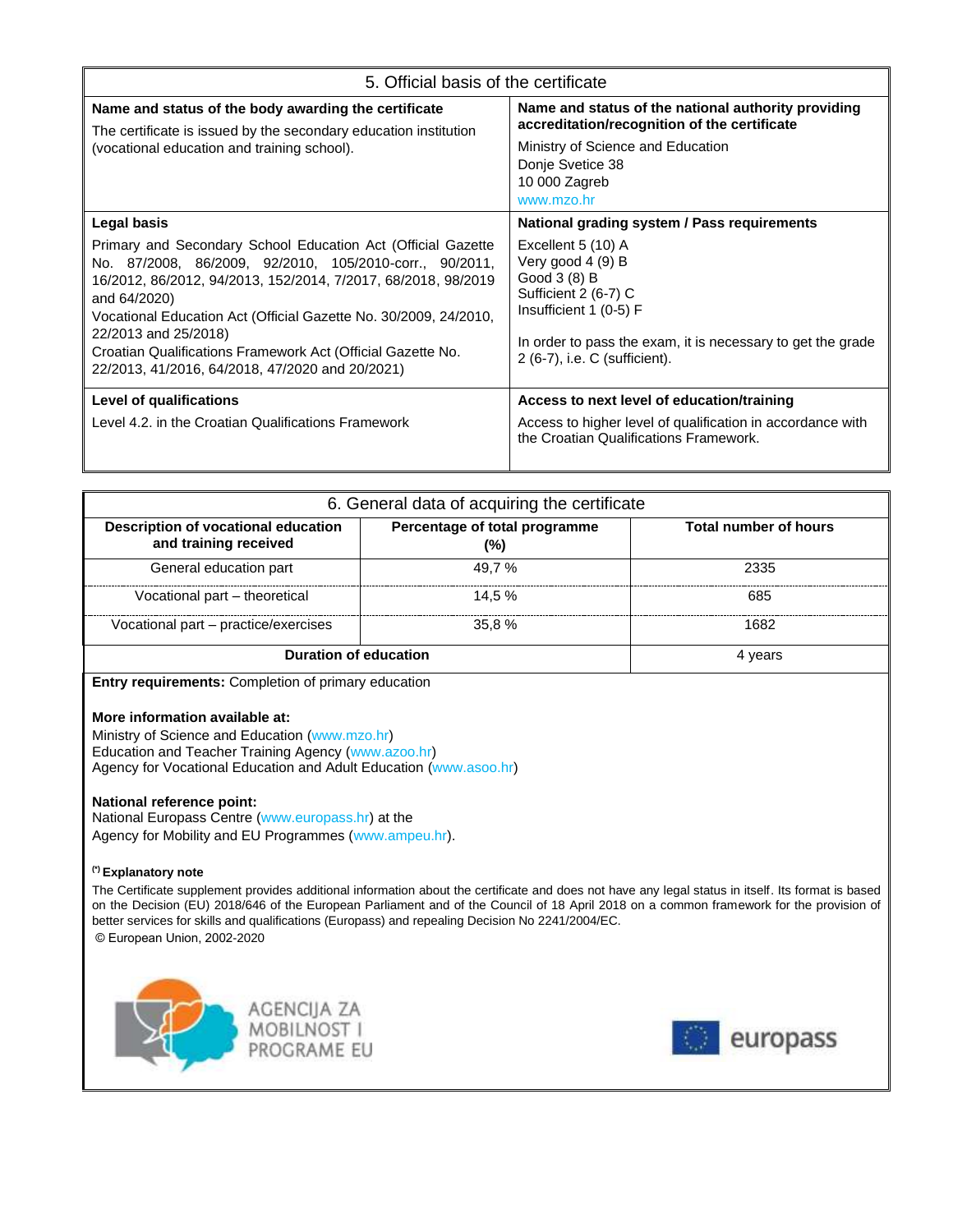## 5. Official basis of the certificate

| | |
|---|---|
| **Name and status of the body awarding the certificate**<br>The certificate is issued by the secondary education institution (vocational education and training school). | **Name and status of the national authority providing accreditation/recognition of the certificate**<br>Ministry of Science and Education<br>Donje Svetice 38<br>10 000 Zagreb<br>www.mzo.hr |
| **Legal basis**<br>Primary and Secondary School Education Act (Official Gazette No. 87/2008, 86/2009, 92/2010, 105/2010-corr., 90/2011, 16/2012, 86/2012, 94/2013, 152/2014, 7/2017, 68/2018, 98/2019 and 64/2020)<br>Vocational Education Act (Official Gazette No. 30/2009, 24/2010, 22/2013 and 25/2018)<br>Croatian Qualifications Framework Act (Official Gazette No. 22/2013, 41/2016, 64/2018, 47/2020 and 20/2021) | **National grading system / Pass requirements**<br>Excellent 5 (10) A<br>Very good 4 (9) B<br>Good 3 (8) B<br>Sufficient 2 (6-7) C<br>Insufficient 1 (0-5) F<br><br>In order to pass the exam, it is necessary to get the grade 2 (6-7), i.e. C (sufficient). |
| **Level of qualifications**<br>Level 4.2. in the Croatian Qualifications Framework | **Access to next level of education/training**<br>Access to higher level of qualification in accordance with the Croatian Qualifications Framework. |

## 6. General data of acquiring the certificate

| Description of vocational education and training received | Percentage of total programme (%) | Total number of hours |
|---|---|---|
| General education part | 49,7 % | 2335 |
| Vocational part – theoretical | 14,5 % | 685 |
| Vocational part – practice/exercises | 35,8 % | 1682 |
| **Duration of education** | | 4 years |

**Entry requirements:** Completion of primary education

**More information available at:**
Ministry of Science and Education (www.mzo.hr)
Education and Teacher Training Agency (www.azoo.hr)
Agency for Vocational Education and Adult Education (www.asoo.hr)

**National reference point:**
National Europass Centre (www.europass.hr) at the
Agency for Mobility and EU Programmes (www.ampeu.hr).

**(\*) Explanatory note**

The Certificate supplement provides additional information about the certificate and does not have any legal status in itself. Its format is based on the Decision (EU) 2018/646 of the European Parliament and of the Council of 18 April 2018 on a common framework for the provision of better services for skills and qualifications (Europass) and repealing Decision No 2241/2004/EC.

© European Union, 2002-2020

AGENCIJA ZA MOBILNOST I PROGRAME EU

europass